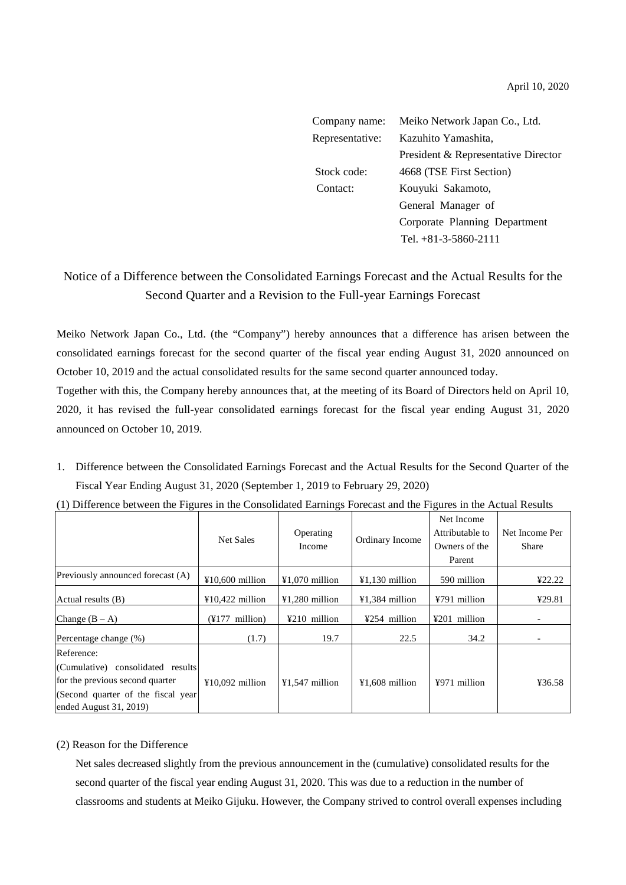April 10, 2020

Company name: Meiko Network Japan Co., Ltd.
Representative: Kazuhito Yamashita,
President & Representative Director
Stock code: 4668 (TSE First Section)
Contact: Kouyuki Sakamoto,
General Manager of
Corporate Planning Department
Tel. +81-3-5860-2111

# Notice of a Difference between the Consolidated Earnings Forecast and the Actual Results for the Second Quarter and a Revision to the Full-year Earnings Forecast

Meiko Network Japan Co., Ltd. (the "Company") hereby announces that a difference has arisen between the consolidated earnings forecast for the second quarter of the fiscal year ending August 31, 2020 announced on October 10, 2019 and the actual consolidated results for the same second quarter announced today.

Together with this, the Company hereby announces that, at the meeting of its Board of Directors held on April 10, 2020, it has revised the full-year consolidated earnings forecast for the fiscal year ending August 31, 2020 announced on October 10, 2019.

1. Difference between the Consolidated Earnings Forecast and the Actual Results for the Second Quarter of the Fiscal Year Ending August 31, 2020 (September 1, 2019 to February 29, 2020)

(1) Difference between the Figures in the Consolidated Earnings Forecast and the Figures in the Actual Results

| | Net Sales | Operating Income | Ordinary Income | Net Income Attributable to Owners of the Parent | Net Income Per Share |
|---|---|---|---|---|---|
| Previously announced forecast (A) | ¥10,600 million | ¥1,070 million | ¥1,130 million | 590 million | ¥22.22 |
| Actual results (B) | ¥10,422 million | ¥1,280 million | ¥1,384 million | ¥791 million | ¥29.81 |
| Change (B – A) | (¥177 million) | ¥210 million | ¥254 million | ¥201 million | - |
| Percentage change (%) | (1.7) | 19.7 | 22.5 | 34.2 | - |
| Reference: (Cumulative) consolidated results for the previous second quarter (Second quarter of the fiscal year ended August 31, 2019) | ¥10,092 million | ¥1,547 million | ¥1,608 million | ¥971 million | ¥36.58 |

(2) Reason for the Difference

Net sales decreased slightly from the previous announcement in the (cumulative) consolidated results for the second quarter of the fiscal year ending August 31, 2020. This was due to a reduction in the number of classrooms and students at Meiko Gijuku. However, the Company strived to control overall expenses including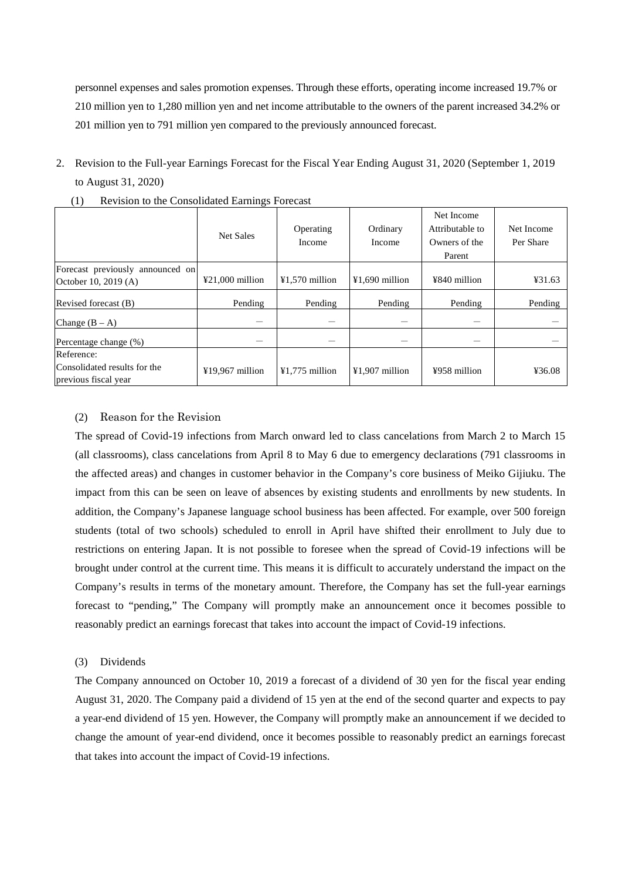personnel expenses and sales promotion expenses. Through these efforts, operating income increased 19.7% or 210 million yen to 1,280 million yen and net income attributable to the owners of the parent increased 34.2% or 201 million yen to 791 million yen compared to the previously announced forecast.

2. Revision to the Full-year Earnings Forecast for the Fiscal Year Ending August 31, 2020 (September 1, 2019 to August 31, 2020)

(1) Revision to the Consolidated Earnings Forecast

| | Net Sales | Operating Income | Ordinary Income | Net Income Attributable to Owners of the Parent | Net Income Per Share |
|---|---|---|---|---|---|
| Forecast previously announced on October 10, 2019 (A) | ¥21,000 million | ¥1,570 million | ¥1,690 million | ¥840 million | ¥31.63 |
| Revised forecast (B) | Pending | Pending | Pending | Pending | Pending |
| Change (B – A) | — | — | — | — | — |
| Percentage change (%) | — | — | — | — | — |
| Reference: Consolidated results for the previous fiscal year | ¥19,967 million | ¥1,775 million | ¥1,907 million | ¥958 million | ¥36.08 |

(2) Reason for the Revision

The spread of Covid-19 infections from March onward led to class cancelations from March 2 to March 15 (all classrooms), class cancelations from April 8 to May 6 due to emergency declarations (791 classrooms in the affected areas) and changes in customer behavior in the Company's core business of Meiko Gijiuku. The impact from this can be seen on leave of absences by existing students and enrollments by new students. In addition, the Company's Japanese language school business has been affected. For example, over 500 foreign students (total of two schools) scheduled to enroll in April have shifted their enrollment to July due to restrictions on entering Japan. It is not possible to foresee when the spread of Covid-19 infections will be brought under control at the current time. This means it is difficult to accurately understand the impact on the Company's results in terms of the monetary amount. Therefore, the Company has set the full-year earnings forecast to "pending," The Company will promptly make an announcement once it becomes possible to reasonably predict an earnings forecast that takes into account the impact of Covid-19 infections.

(3) Dividends

The Company announced on October 10, 2019 a forecast of a dividend of 30 yen for the fiscal year ending August 31, 2020. The Company paid a dividend of 15 yen at the end of the second quarter and expects to pay a year-end dividend of 15 yen. However, the Company will promptly make an announcement if we decided to change the amount of year-end dividend, once it becomes possible to reasonably predict an earnings forecast that takes into account the impact of Covid-19 infections.